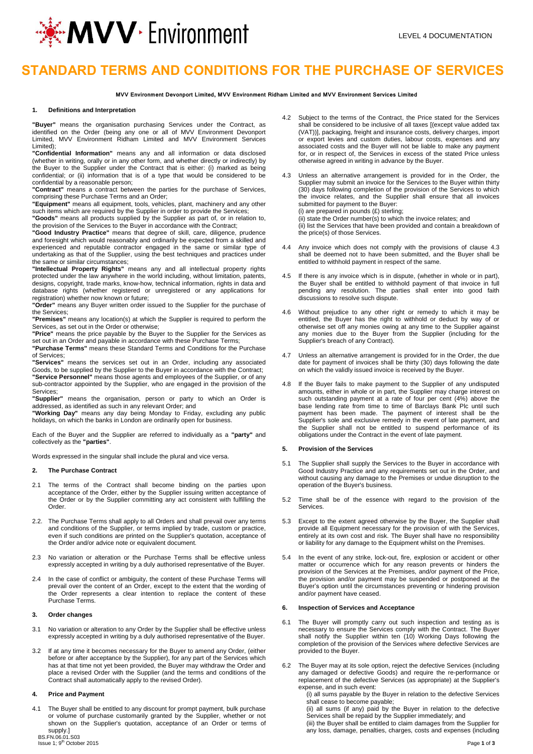# STANDARD TERMS AND CONDITIONS FOR THE PURCHASE OF SERVICES

**MVV Environment Devonport Limited, MVV Environment Ridham Limited and MVV Environment Services Limited**

## 1. Definitions and Interpretation

**"Buyer"** means the organisation purchasing Services under the Contract, as identified on the Order (being any one or all of MVV Environment Devonport Limited, MVV Environment Ridham Limited and MVV Environment Services Limited);

**"Confidential Information"** means any and all information or data disclosed (whether in writing, orally or in any other form, and whether directly or indirectly) by the Buyer to the Supplier under the Contract that is either: (i) marked as being confidential; or (ii) information that is of a type that would be considered to be confidential by a reasonable person;

**"Contract"** means a contract between the parties for the purchase of Services, comprising these Purchase Terms and an Order;

**"Equipment"** means all equipment, tools, vehicles, plant, machinery and any other such items which are required by the Supplier in order to provide the Services;

**"Goods"** means all products supplied by the Supplier as part of, or in relation to, the provision of the Services to the Buyer in accordance with the Contract;

**"Good Industry Practice"** means that degree of skill, care, diligence, prudence and foresight which would reasonably and ordinarily be expected from a skilled and experienced and reputable contractor engaged in the same or similar type of undertaking as that of the Supplier, using the best techniques and practices under the same or similar circumstances;

**"Intellectual Property Rights"** means any and all intellectual property rights protected under the law anywhere in the world including, without limitation, patents, designs, copyright, trade marks, know-how, technical information, rights in data and database rights (whether registered or unregistered or any applications for registration) whether now known or future;

**"Order"** means any Buyer written order issued to the Supplier for the purchase of the Services;

**"Premises"** means any location(s) at which the Supplier is required to perform the Services, as set out in the Order or otherwise;

**"Price"** means the price payable by the Buyer to the Supplier for the Services as set out in an Order and payable in accordance with these Purchase Terms;

**"Purchase Terms"** means these Standard Terms and Conditions for the Purchase of Services;

**"Services"** means the services set out in an Order, including any associated Goods, to be supplied by the Supplier to the Buyer in accordance with the Contract;

**"Service Personnel"** means those agents and employees of the Supplier, or of any sub-contractor appointed by the Supplier, who are engaged in the provision of the Services;

**"Supplier"** means the organisation, person or party to which an Order is addressed, as identified as such in any relevant Order; and

**"Working Day"** means any day being Monday to Friday, excluding any public holidays, on which the banks in London are ordinarily open for business.

Each of the Buyer and the Supplier are referred to individually as a **"party"** and collectively as the **"parties"**.

Words expressed in the singular shall include the plural and vice versa.

## 2. The Purchase Contract

2.1 The terms of the Contract shall become binding on the parties upon acceptance of the Order, either by the Supplier issuing written acceptance of the Order or by the Supplier committing any act consistent with fulfilling the Order.

2.2. The Purchase Terms shall apply to all Orders and shall prevail over any terms and conditions of the Supplier, or terms implied by trade, custom or practice, even if such conditions are printed on the Supplier's quotation, acceptance of the Order and/or advice note or equivalent document.

2.3 No variation or alteration or the Purchase Terms shall be effective unless expressly accepted in writing by a duly authorised representative of the Buyer.

2.4 In the case of conflict or ambiguity, the content of these Purchase Terms will prevail over the content of an Order, except to the extent that the wording of the Order represents a clear intention to replace the content of these Purchase Terms.

## 3. Order changes

3.1 No variation or alteration to any Order by the Supplier shall be effective unless expressly accepted in writing by a duly authorised representative of the Buyer.

3.2 If at any time it becomes necessary for the Buyer to amend any Order, (either before or after acceptance by the Supplier), for any part of the Services which has at that time not yet been provided, the Buyer may withdraw the Order and place a revised Order with the Supplier (and the terms and conditions of the Contract shall automatically apply to the revised Order).

## 4. Price and Payment

4.1 The Buyer shall be entitled to any discount for prompt payment, bulk purchase or volume of purchase customarily granted by the Supplier, whether or not shown on the Supplier's quotation, acceptance of an Order or terms of supply.]

4.2 Subject to the terms of the Contract, the Price stated for the Services shall be considered to be inclusive of all taxes [(except value added tax (VAT))], packaging, freight and insurance costs, delivery charges, import or export levies and custom duties, labour costs, expenses and any associated costs and the Buyer will not be liable to make any payment for, or in respect of, the Services in excess of the stated Price unless otherwise agreed in writing in advance by the Buyer.

4.3 Unless an alternative arrangement is provided for in the Order, the Supplier may submit an invoice for the Services to the Buyer within thirty (30) days following completion of the provision of the Services to which the invoice relates, and the Supplier shall ensure that all invoices submitted for payment to the Buyer:
(i) are prepared in pounds (£) sterling;
(ii) state the Order number(s) to which the invoice relates; and
(ii) list the Services that have been provided and contain a breakdown of the price(s) of those Services.

4.4 Any invoice which does not comply with the provisions of clause 4.3 shall be deemed not to have been submitted, and the Buyer shall be entitled to withhold payment in respect of the same.

4.5 If there is any invoice which is in dispute, (whether in whole or in part), the Buyer shall be entitled to withhold payment of that invoice in full pending any resolution. The parties shall enter into good faith discussions to resolve such dispute.

4.6 Without prejudice to any other right or remedy to which it may be entitled, the Buyer has the right to withhold or deduct by way of or otherwise set off any monies owing at any time to the Supplier against any monies due to the Buyer from the Supplier (including for the Supplier's breach of any Contract).

4.7 Unless an alternative arrangement is provided for in the Order, the due date for payment of invoices shall be thirty (30) days following the date on which the validly issued invoice is received by the Buyer.

4.8 If the Buyer fails to make payment to the Supplier of any undisputed amounts, either in whole or in part, the Supplier may charge interest on such outstanding payment at a rate of four per cent (4%) above the base lending rate from time to time of Barclays Bank Plc until such payment has been made. The payment of interest shall be the Supplier's sole and exclusive remedy in the event of late payment, and the Supplier shall not be entitled to suspend performance of its obligations under the Contract in the event of late payment.

## 5. Provision of the Services

5.1 The Supplier shall supply the Services to the Buyer in accordance with Good Industry Practice and any requirements set out in the Order, and without causing any damage to the Premises or undue disruption to the operation of the Buyer's business.

5.2 Time shall be of the essence with regard to the provision of the Services.

5.3 Except to the extent agreed otherwise by the Buyer, the Supplier shall provide all Equipment necessary for the provision of with the Services, entirely at its own cost and risk. The Buyer shall have no responsibility or liability for any damage to the Equipment whilst on the Premises.

5.4 In the event of any strike, lock-out, fire, explosion or accident or other matter or occurrence which for any reason prevents or hinders the provision of the Services at the Premises, and/or payment of the Price, the provision and/or payment may be suspended or postponed at the Buyer's option until the circumstances preventing or hindering provision and/or payment have ceased.

## 6. Inspection of Services and Acceptance

6.1 The Buyer will promptly carry out such inspection and testing as is necessary to ensure the Services comply with the Contract. The Buyer shall notify the Supplier within ten (10) Working Days following the completion of the provision of the Services where defective Services are provided to the Buyer.

6.2 The Buyer may at its sole option, reject the defective Services (including any damaged or defective Goods) and require the re-performance or replacement of the defective Services (as appropriate) at the Supplier's expense, and in such event:
(i) all sums payable by the Buyer in relation to the defective Services shall cease to become payable;
(ii) all sums (if any) paid by the Buyer in relation to the defective Services shall be repaid by the Supplier immediately; and
(iii) the Buyer shall be entitled to claim damages from the Supplier for any loss, damage, penalties, charges, costs and expenses (including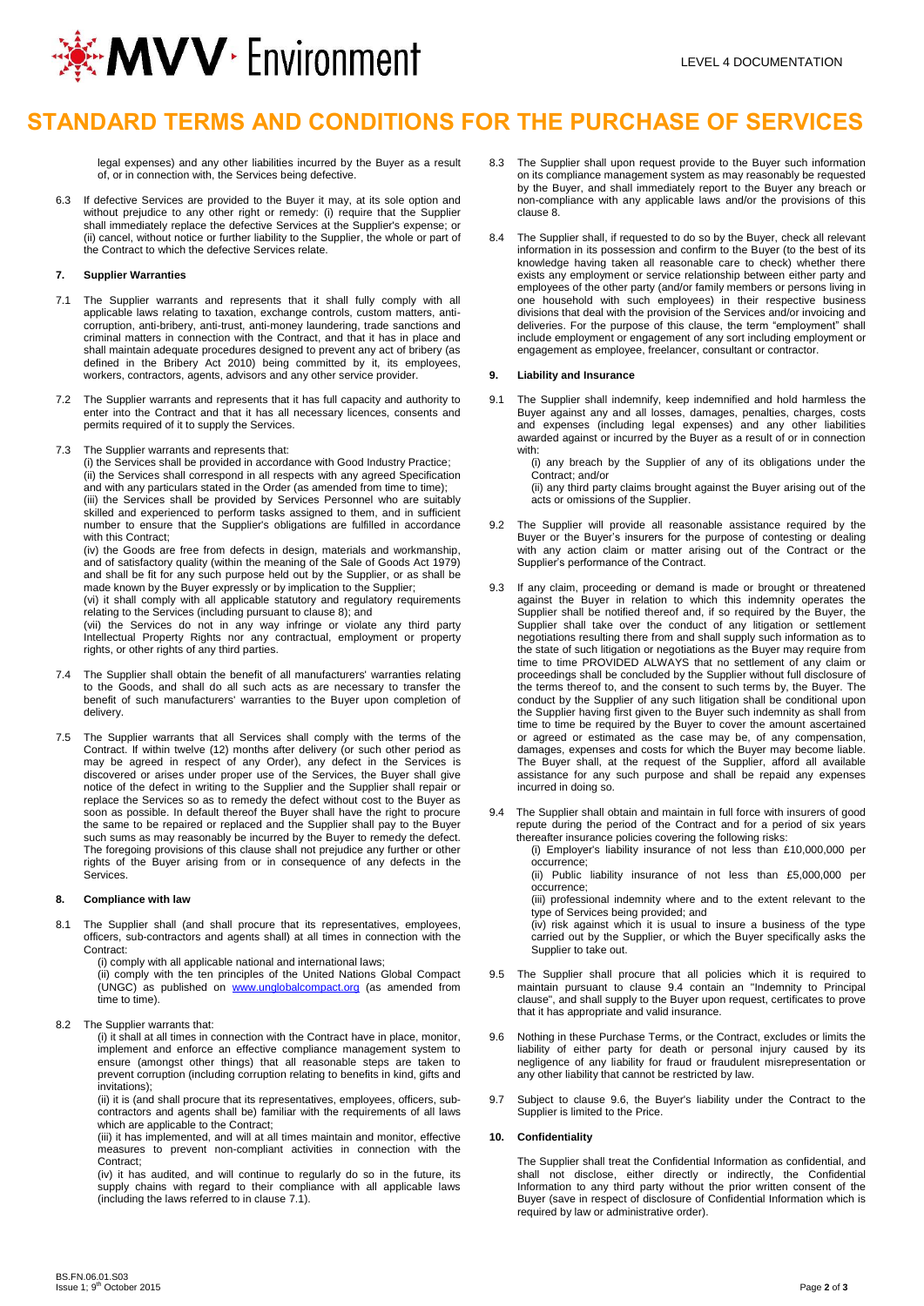legal expenses) and any other liabilities incurred by the Buyer as a result of, or in connection with, the Services being defective.

6.3 If defective Services are provided to the Buyer it may, at its sole option and without prejudice to any other right or remedy: (i) require that the Supplier shall immediately replace the defective Services at the Supplier's expense; or (ii) cancel, without notice or further liability to the Supplier, the whole or part of the Contract to which the defective Services relate.

### 7. Supplier Warranties

7.1 The Supplier warrants and represents that it shall fully comply with all applicable laws relating to taxation, exchange controls, custom matters, anti-corruption, anti-bribery, anti-trust, anti-money laundering, trade sanctions and criminal matters in connection with the Contract, and that it has in place and shall maintain adequate procedures designed to prevent any act of bribery (as defined in the Bribery Act 2010) being committed by it, its employees, workers, contractors, agents, advisors and any other service provider.

7.2 The Supplier warrants and represents that it has full capacity and authority to enter into the Contract and that it has all necessary licences, consents and permits required of it to supply the Services.

7.3 The Supplier warrants and represents that:
(i) the Services shall be provided in accordance with Good Industry Practice;
(ii) the Services shall correspond in all respects with any agreed Specification and with any particulars stated in the Order (as amended from time to time);
(iii) the Services shall be provided by Services Personnel who are suitably skilled and experienced to perform tasks assigned to them, and in sufficient number to ensure that the Supplier's obligations are fulfilled in accordance with this Contract;
(iv) the Goods are free from defects in design, materials and workmanship, and of satisfactory quality (within the meaning of the Sale of Goods Act 1979) and shall be fit for any such purpose held out by the Supplier, or as shall be made known by the Buyer expressly or by implication to the Supplier;
(vi) it shall comply with all applicable statutory and regulatory requirements relating to the Services (including pursuant to clause 8); and
(vii) the Services do not in any way infringe or violate any third party Intellectual Property Rights nor any contractual, employment or property rights, or other rights of any third parties.

7.4 The Supplier shall obtain the benefit of all manufacturers' warranties relating to the Goods, and shall do all such acts as are necessary to transfer the benefit of such manufacturers' warranties to the Buyer upon completion of delivery.

7.5 The Supplier warrants that all Services shall comply with the terms of the Contract. If within twelve (12) months after delivery (or such other period as may be agreed in respect of any Order), any defect in the Services is discovered or arises under proper use of the Services, the Buyer shall give notice of the defect in writing to the Supplier and the Supplier shall repair or replace the Services so as to remedy the defect without cost to the Buyer as soon as possible. In default thereof the Buyer shall have the right to procure the same to be repaired or replaced and the Supplier shall pay to the Buyer such sums as may reasonably be incurred by the Buyer to remedy the defect. The foregoing provisions of this clause shall not prejudice any further or other rights of the Buyer arising from or in consequence of any defects in the Services.

### 8. Compliance with law

8.1 The Supplier shall (and shall procure that its representatives, employees, officers, sub-contractors and agents shall) at all times in connection with the Contract:
(i) comply with all applicable national and international laws;
(ii) comply with the ten principles of the United Nations Global Compact (UNGC) as published on www.unglobalcompact.org (as amended from time to time).

8.2 The Supplier warrants that:
(i) it shall at all times in connection with the Contract have in place, monitor, implement and enforce an effective compliance management system to ensure (amongst other things) that all reasonable steps are taken to prevent corruption (including corruption relating to benefits in kind, gifts and invitations);
(ii) it is (and shall procure that its representatives, employees, officers, sub-contractors and agents shall be) familiar with the requirements of all laws which are applicable to the Contract;
(iii) it has implemented, and will at all times maintain and monitor, effective measures to prevent non-compliant activities in connection with the Contract;
(iv) it has audited, and will continue to regularly do so in the future, its supply chains with regard to their compliance with all applicable laws (including the laws referred to in clause 7.1).

8.3 The Supplier shall upon request provide to the Buyer such information on its compliance management system as may reasonably be requested by the Buyer, and shall immediately report to the Buyer any breach or non-compliance with any applicable laws and/or the provisions of this clause 8.

8.4 The Supplier shall, if requested to do so by the Buyer, check all relevant information in its possession and confirm to the Buyer (to the best of its knowledge having taken all reasonable care to check) whether there exists any employment or service relationship between either party and employees of the other party (and/or family members or persons living in one household with such employees) in their respective business divisions that deal with the provision of the Services and/or invoicing and deliveries. For the purpose of this clause, the term "employment" shall include employment or engagement of any sort including employment or engagement as employee, freelancer, consultant or contractor.

### 9. Liability and Insurance

9.1 The Supplier shall indemnify, keep indemnified and hold harmless the Buyer against any and all losses, damages, penalties, charges, costs and expenses (including legal expenses) and any other liabilities awarded against or incurred by the Buyer as a result of or in connection with:
(i) any breach by the Supplier of any of its obligations under the Contract; and/or
(ii) any third party claims brought against the Buyer arising out of the acts or omissions of the Supplier.

9.2 The Supplier will provide all reasonable assistance required by the Buyer or the Buyer's insurers for the purpose of contesting or dealing with any action claim or matter arising out of the Contract or the Supplier's performance of the Contract.

9.3 If any claim, proceeding or demand is made or brought or threatened against the Buyer in relation to which this indemnity operates the Supplier shall be notified thereof and, if so required by the Buyer, the Supplier shall take over the conduct of any litigation or settlement negotiations resulting there from and shall supply such information as to the state of such litigation or negotiations as the Buyer may require from time to time PROVIDED ALWAYS that no settlement of any claim or proceedings shall be concluded by the Supplier without full disclosure of the terms thereof to, and the consent to such terms by, the Buyer. The conduct by the Supplier of any such litigation shall be conditional upon the Supplier having first given to the Buyer such indemnity as shall from time to time be required by the Buyer to cover the amount ascertained or agreed or estimated as the case may be, of any compensation, damages, expenses and costs for which the Buyer may become liable. The Buyer shall, at the request of the Supplier, afford all available assistance for any such purpose and shall be repaid any expenses incurred in doing so.

9.4 The Supplier shall obtain and maintain in full force with insurers of good repute during the period of the Contract and for a period of six years thereafter insurance policies covering the following risks:
(i) Employer's liability insurance of not less than £10,000,000 per occurrence;
(ii) Public liability insurance of not less than £5,000,000 per occurrence;
(iii) professional indemnity where and to the extent relevant to the type of Services being provided; and
(iv) risk against which it is usual to insure a business of the type carried out by the Supplier, or which the Buyer specifically asks the Supplier to take out.

9.5 The Supplier shall procure that all policies which it is required to maintain pursuant to clause 9.4 contain an "Indemnity to Principal clause", and shall supply to the Buyer upon request, certificates to prove that it has appropriate and valid insurance.

9.6 Nothing in these Purchase Terms, or the Contract, excludes or limits the liability of either party for death or personal injury caused by its negligence of any liability for fraud or fraudulent misrepresentation or any other liability that cannot be restricted by law.

9.7 Subject to clause 9.6, the Buyer's liability under the Contract to the Supplier is limited to the Price.

### 10. Confidentiality

The Supplier shall treat the Confidential Information as confidential, and shall not disclose, either directly or indirectly, the Confidential Information to any third party without the prior written consent of the Buyer (save in respect of disclosure of Confidential Information which is required by law or administrative order).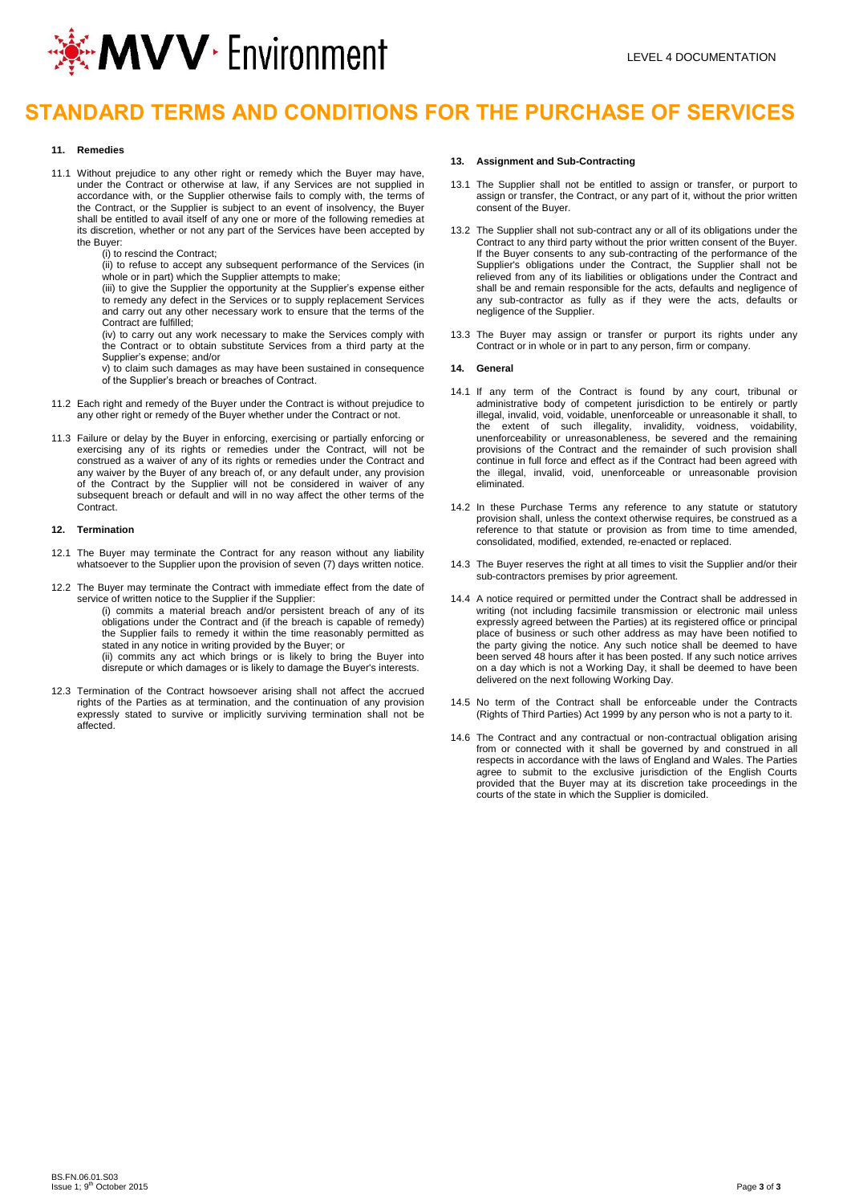# STANDARD TERMS AND CONDITIONS FOR THE PURCHASE OF SERVICES

**11. Remedies**

11.1 Without prejudice to any other right or remedy which the Buyer may have, under the Contract or otherwise at law, if any Services are not supplied in accordance with, or the Supplier otherwise fails to comply with, the terms of the Contract, or the Supplier is subject to an event of insolvency, the Buyer shall be entitled to avail itself of any one or more of the following remedies at its discretion, whether or not any part of the Services have been accepted by the Buyer:

(i) to rescind the Contract;

(ii) to refuse to accept any subsequent performance of the Services (in whole or in part) which the Supplier attempts to make;

(iii) to give the Supplier the opportunity at the Supplier's expense either to remedy any defect in the Services or to supply replacement Services and carry out any other necessary work to ensure that the terms of the Contract are fulfilled;

(iv) to carry out any work necessary to make the Services comply with the Contract or to obtain substitute Services from a third party at the Supplier's expense; and/or

v) to claim such damages as may have been sustained in consequence of the Supplier's breach or breaches of Contract.

11.2 Each right and remedy of the Buyer under the Contract is without prejudice to any other right or remedy of the Buyer whether under the Contract or not.

11.3 Failure or delay by the Buyer in enforcing, exercising or partially enforcing or exercising any of its rights or remedies under the Contract, will not be construed as a waiver of any of its rights or remedies under the Contract and any waiver by the Buyer of any breach of, or any default under, any provision of the Contract by the Supplier will not be considered in waiver of any subsequent breach or default and will in no way affect the other terms of the Contract.

**12. Termination**

12.1 The Buyer may terminate the Contract for any reason without any liability whatsoever to the Supplier upon the provision of seven (7) days written notice.

12.2 The Buyer may terminate the Contract with immediate effect from the date of service of written notice to the Supplier if the Supplier:

(i) commits a material breach and/or persistent breach of any of its obligations under the Contract and (if the breach is capable of remedy) the Supplier fails to remedy it within the time reasonably permitted as stated in any notice in writing provided by the Buyer; or

(ii) commits any act which brings or is likely to bring the Buyer into disrepute or which damages or is likely to damage the Buyer's interests.

12.3 Termination of the Contract howsoever arising shall not affect the accrued rights of the Parties as at termination, and the continuation of any provision expressly stated to survive or implicitly surviving termination shall not be affected.

**13. Assignment and Sub-Contracting**

13.1 The Supplier shall not be entitled to assign or transfer, or purport to assign or transfer, the Contract, or any part of it, without the prior written consent of the Buyer.

13.2 The Supplier shall not sub-contract any or all of its obligations under the Contract to any third party without the prior written consent of the Buyer. If the Buyer consents to any sub-contracting of the performance of the Supplier's obligations under the Contract, the Supplier shall not be relieved from any of its liabilities or obligations under the Contract and shall be and remain responsible for the acts, defaults and negligence of any sub-contractor as fully as if they were the acts, defaults or negligence of the Supplier.

13.3 The Buyer may assign or transfer or purport its rights under any Contract or in whole or in part to any person, firm or company.

**14. General**

14.1 If any term of the Contract is found by any court, tribunal or administrative body of competent jurisdiction to be entirely or partly illegal, invalid, void, voidable, unenforceable or unreasonable it shall, to the extent of such illegality, invalidity, voidness, voidability, unenforceability or unreasonableness, be severed and the remaining provisions of the Contract and the remainder of such provision shall continue in full force and effect as if the Contract had been agreed with the illegal, invalid, void, unenforceable or unreasonable provision eliminated.

14.2 In these Purchase Terms any reference to any statute or statutory provision shall, unless the context otherwise requires, be construed as a reference to that statute or provision as from time to time amended, consolidated, modified, extended, re-enacted or replaced.

14.3 The Buyer reserves the right at all times to visit the Supplier and/or their sub-contractors premises by prior agreement.

14.4 A notice required or permitted under the Contract shall be addressed in writing (not including facsimile transmission or electronic mail unless expressly agreed between the Parties) at its registered office or principal place of business or such other address as may have been notified to the party giving the notice. Any such notice shall be deemed to have been served 48 hours after it has been posted. If any such notice arrives on a day which is not a Working Day, it shall be deemed to have been delivered on the next following Working Day.

14.5 No term of the Contract shall be enforceable under the Contracts (Rights of Third Parties) Act 1999 by any person who is not a party to it.

14.6 The Contract and any contractual or non-contractual obligation arising from or connected with it shall be governed by and construed in all respects in accordance with the laws of England and Wales. The Parties agree to submit to the exclusive jurisdiction of the English Courts provided that the Buyer may at its discretion take proceedings in the courts of the state in which the Supplier is domiciled.